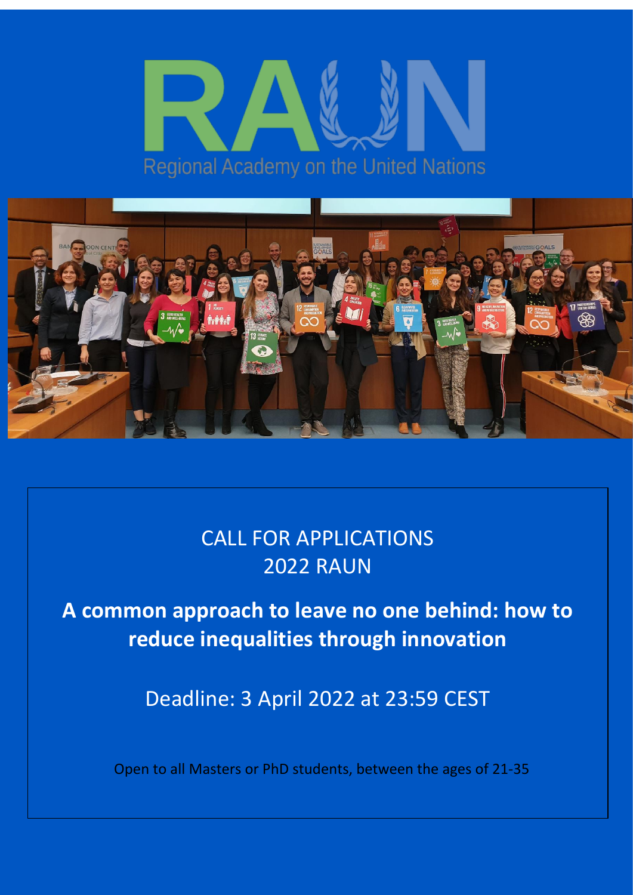# RAUN

Regional Academy on the United Nations

CALL FOR APPLICATIONS
2022 RAUN

## A common approach to leave no one behind: how to reduce inequalities through innovation

Deadline: 3 April 2022 at 23:59 CEST

Open to all Masters or PhD students, between the ages of 21-35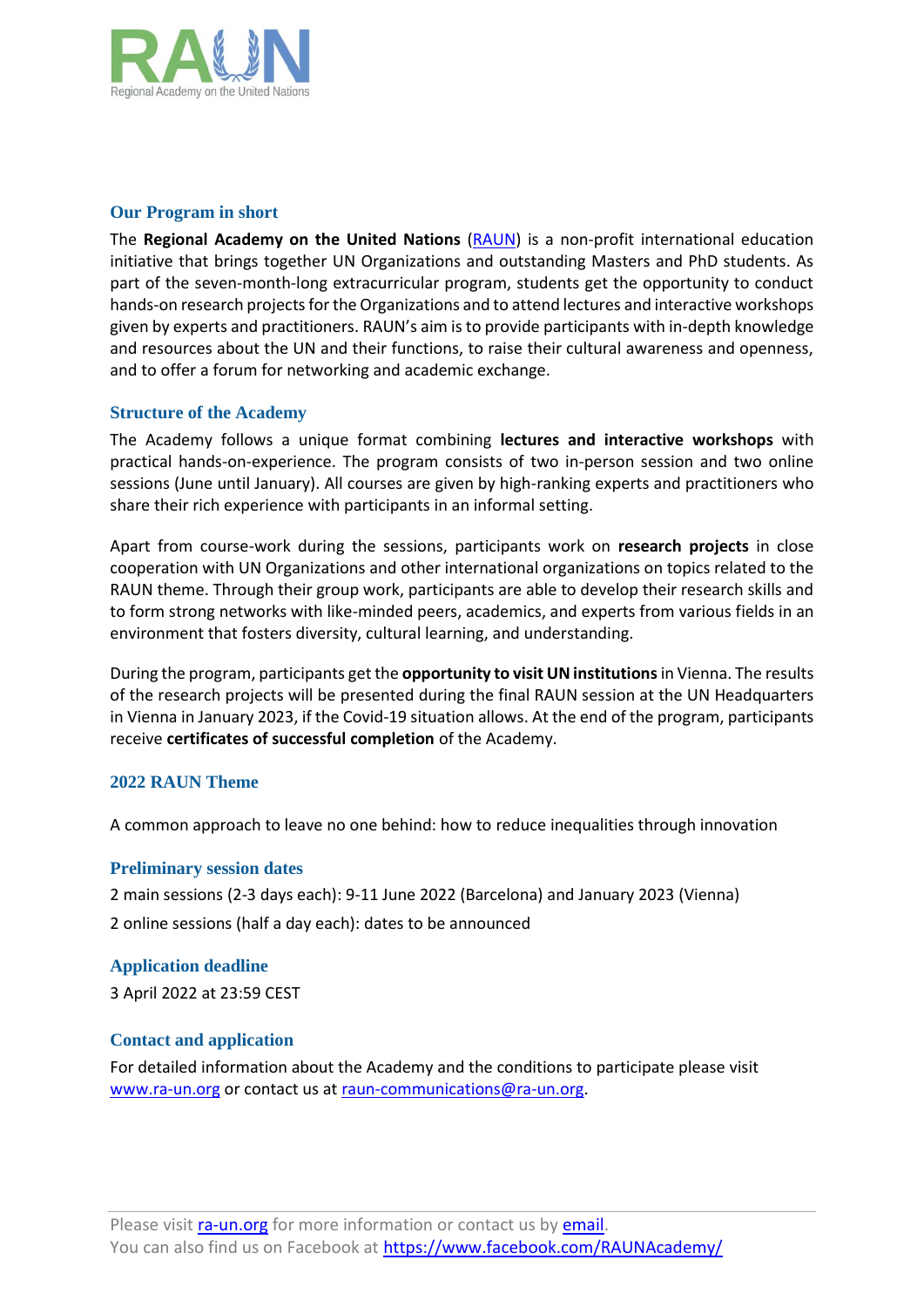RAUN
Regional Academy on the United Nations

## Our Program in short

The **Regional Academy on the United Nations** (RAUN) is a non-profit international education initiative that brings together UN Organizations and outstanding Masters and PhD students. As part of the seven-month-long extracurricular program, students get the opportunity to conduct hands-on research projects for the Organizations and to attend lectures and interactive workshops given by experts and practitioners. RAUN's aim is to provide participants with in-depth knowledge and resources about the UN and their functions, to raise their cultural awareness and openness, and to offer a forum for networking and academic exchange.

## Structure of the Academy

The Academy follows a unique format combining **lectures and interactive workshops** with practical hands-on-experience. The program consists of two in-person session and two online sessions (June until January). All courses are given by high-ranking experts and practitioners who share their rich experience with participants in an informal setting.

Apart from course-work during the sessions, participants work on **research projects** in close cooperation with UN Organizations and other international organizations on topics related to the RAUN theme. Through their group work, participants are able to develop their research skills and to form strong networks with like-minded peers, academics, and experts from various fields in an environment that fosters diversity, cultural learning, and understanding.

During the program, participants get the **opportunity to visit UN institutions** in Vienna. The results of the research projects will be presented during the final RAUN session at the UN Headquarters in Vienna in January 2023, if the Covid-19 situation allows. At the end of the program, participants receive **certificates of successful completion** of the Academy.

## 2022 RAUN Theme

A common approach to leave no one behind: how to reduce inequalities through innovation

## Preliminary session dates

2 main sessions (2-3 days each): 9-11 June 2022 (Barcelona) and January 2023 (Vienna)

2 online sessions (half a day each): dates to be announced

## Application deadline

3 April 2022 at 23:59 CEST

## Contact and application

For detailed information about the Academy and the conditions to participate please visit www.ra-un.org or contact us at raun-communications@ra-un.org.

Please visit ra-un.org for more information or contact us by email.
You can also find us on Facebook at https://www.facebook.com/RAUNAcademy/